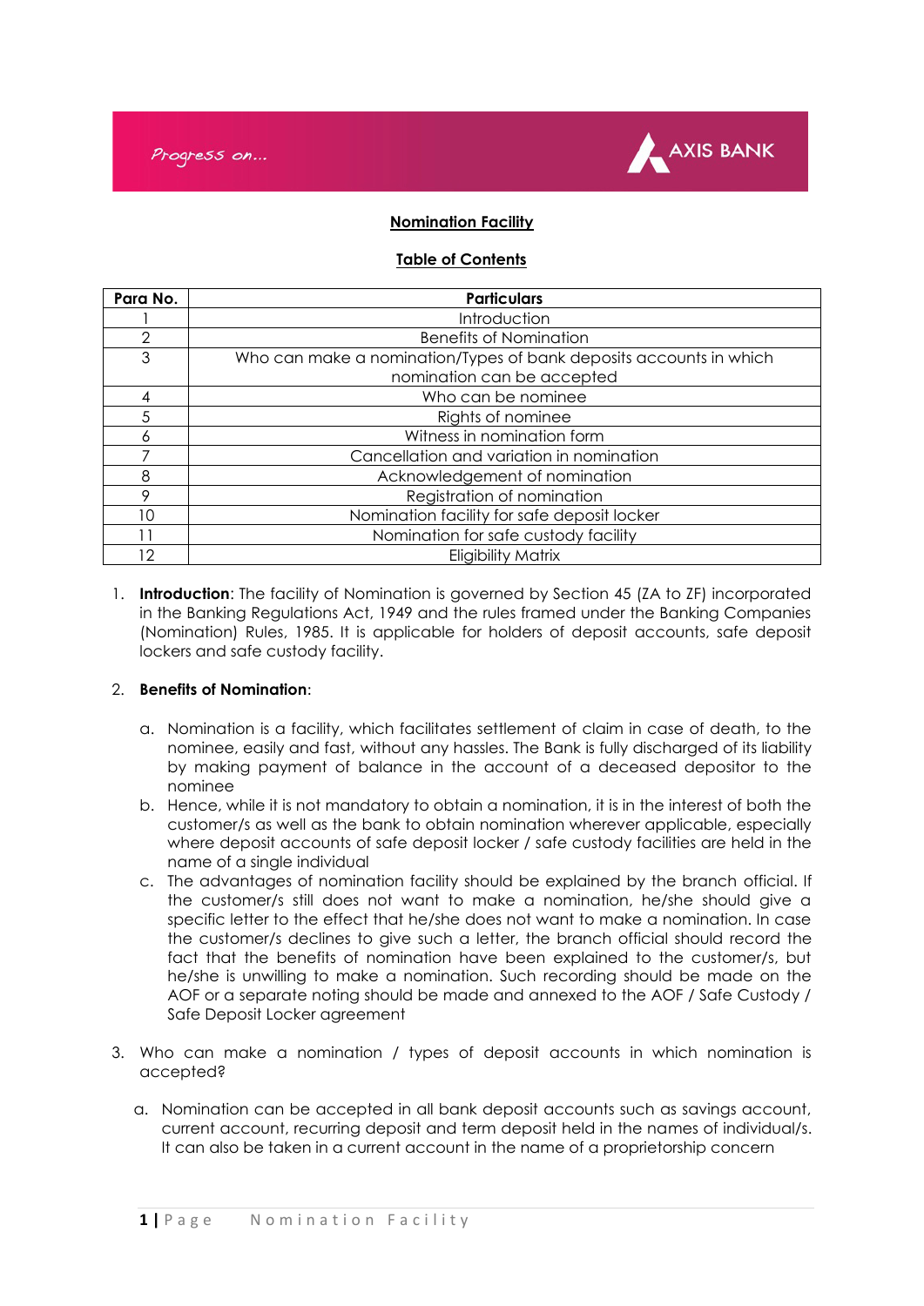## Nomination Facility

### Table of Contents

| Para No. | Particulars |
|---|---|
| 1 | Introduction |
| 2 | Benefits of Nomination |
| 3 | Who can make a nomination/Types of bank deposits accounts in which nomination can be accepted |
| 4 | Who can be nominee |
| 5 | Rights of nominee |
| 6 | Witness in nomination form |
| 7 | Cancellation and variation in nomination |
| 8 | Acknowledgement of nomination |
| 9 | Registration of nomination |
| 10 | Nomination facility for safe deposit locker |
| 11 | Nomination for safe custody facility |
| 12 | Eligibility Matrix |

1. **Introduction**: The facility of Nomination is governed by Section 45 (ZA to ZF) incorporated in the Banking Regulations Act, 1949 and the rules framed under the Banking Companies (Nomination) Rules, 1985. It is applicable for holders of deposit accounts, safe deposit lockers and safe custody facility.

2. **Benefits of Nomination**:

   a. Nomination is a facility, which facilitates settlement of claim in case of death, to the nominee, easily and fast, without any hassles. The Bank is fully discharged of its liability by making payment of balance in the account of a deceased depositor to the nominee

   b. Hence, while it is not mandatory to obtain a nomination, it is in the interest of both the customer/s as well as the bank to obtain nomination wherever applicable, especially where deposit accounts of safe deposit locker / safe custody facilities are held in the name of a single individual

   c. The advantages of nomination facility should be explained by the branch official. If the customer/s still does not want to make a nomination, he/she should give a specific letter to the effect that he/she does not want to make a nomination. In case the customer/s declines to give such a letter, the branch official should record the fact that the benefits of nomination have been explained to the customer/s, but he/she is unwilling to make a nomination. Such recording should be made on the AOF or a separate noting should be made and annexed to the AOF / Safe Custody / Safe Deposit Locker agreement

3. Who can make a nomination / types of deposit accounts in which nomination is accepted?

   a. Nomination can be accepted in all bank deposit accounts such as savings account, current account, recurring deposit and term deposit held in the names of individual/s. It can also be taken in a current account in the name of a proprietorship concern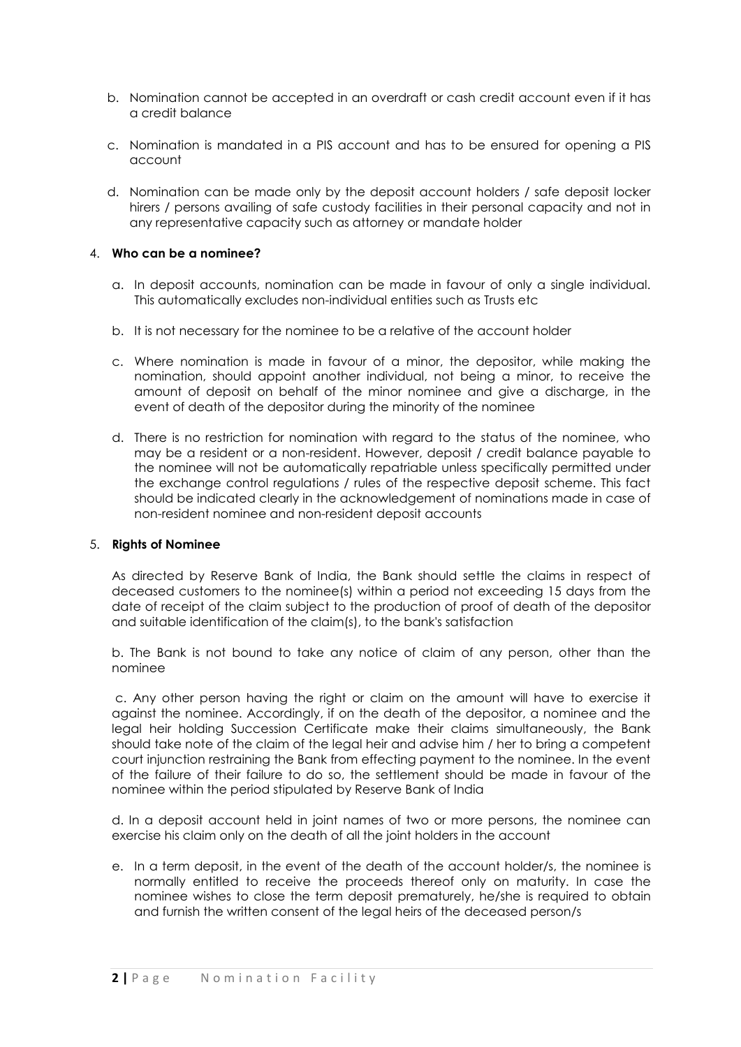b. Nomination cannot be accepted in an overdraft or cash credit account even if it has a credit balance

c. Nomination is mandated in a PIS account and has to be ensured for opening a PIS account

d. Nomination can be made only by the deposit account holders / safe deposit locker hirers / persons availing of safe custody facilities in their personal capacity and not in any representative capacity such as attorney or mandate holder

4. **Who can be a nominee?**

   a. In deposit accounts, nomination can be made in favour of only a single individual. This automatically excludes non-individual entities such as Trusts etc

   b. It is not necessary for the nominee to be a relative of the account holder

   c. Where nomination is made in favour of a minor, the depositor, while making the nomination, should appoint another individual, not being a minor, to receive the amount of deposit on behalf of the minor nominee and give a discharge, in the event of death of the depositor during the minority of the nominee

   d. There is no restriction for nomination with regard to the status of the nominee, who may be a resident or a non-resident. However, deposit / credit balance payable to the nominee will not be automatically repatriable unless specifically permitted under the exchange control regulations / rules of the respective deposit scheme. This fact should be indicated clearly in the acknowledgement of nominations made in case of non-resident nominee and non-resident deposit accounts

5. **Rights of Nominee**

   As directed by Reserve Bank of India, the Bank should settle the claims in respect of deceased customers to the nominee(s) within a period not exceeding 15 days from the date of receipt of the claim subject to the production of proof of death of the depositor and suitable identification of the claim(s), to the bank's satisfaction

   b. The Bank is not bound to take any notice of claim of any person, other than the nominee

   c. Any other person having the right or claim on the amount will have to exercise it against the nominee. Accordingly, if on the death of the depositor, a nominee and the legal heir holding Succession Certificate make their claims simultaneously, the Bank should take note of the claim of the legal heir and advise him / her to bring a competent court injunction restraining the Bank from effecting payment to the nominee. In the event of the failure of their failure to do so, the settlement should be made in favour of the nominee within the period stipulated by Reserve Bank of India

   d. In a deposit account held in joint names of two or more persons, the nominee can exercise his claim only on the death of all the joint holders in the account

   e. In a term deposit, in the event of the death of the account holder/s, the nominee is normally entitled to receive the proceeds thereof only on maturity. In case the nominee wishes to close the term deposit prematurely, he/she is required to obtain and furnish the written consent of the legal heirs of the deceased person/s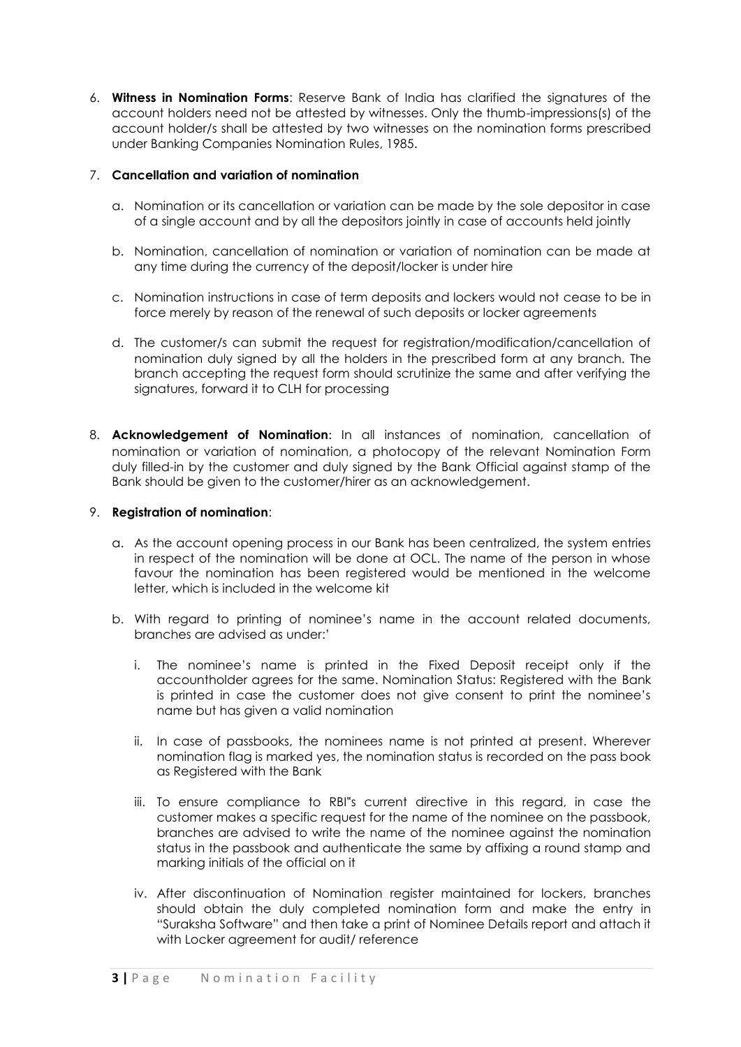6. **Witness in Nomination Forms**: Reserve Bank of India has clarified the signatures of the account holders need not be attested by witnesses. Only the thumb-impressions(s) of the account holder/s shall be attested by two witnesses on the nomination forms prescribed under Banking Companies Nomination Rules, 1985.

7. **Cancellation and variation of nomination**

   a. Nomination or its cancellation or variation can be made by the sole depositor in case of a single account and by all the depositors jointly in case of accounts held jointly

   b. Nomination, cancellation of nomination or variation of nomination can be made at any time during the currency of the deposit/locker is under hire

   c. Nomination instructions in case of term deposits and lockers would not cease to be in force merely by reason of the renewal of such deposits or locker agreements

   d. The customer/s can submit the request for registration/modification/cancellation of nomination duly signed by all the holders in the prescribed form at any branch. The branch accepting the request form should scrutinize the same and after verifying the signatures, forward it to CLH for processing

8. **Acknowledgement of Nomination**: In all instances of nomination, cancellation of nomination or variation of nomination, a photocopy of the relevant Nomination Form duly filled-in by the customer and duly signed by the Bank Official against stamp of the Bank should be given to the customer/hirer as an acknowledgement.

9. **Registration of nomination**:

   a. As the account opening process in our Bank has been centralized, the system entries in respect of the nomination will be done at OCL. The name of the person in whose favour the nomination has been registered would be mentioned in the welcome letter, which is included in the welcome kit

   b. With regard to printing of nominee's name in the account related documents, branches are advised as under:'

      i. The nominee's name is printed in the Fixed Deposit receipt only if the accountholder agrees for the same. Nomination Status: Registered with the Bank is printed in case the customer does not give consent to print the nominee's name but has given a valid nomination

      ii. In case of passbooks, the nominees name is not printed at present. Wherever nomination flag is marked yes, the nomination status is recorded on the pass book as Registered with the Bank

      iii. To ensure compliance to RBI"s current directive in this regard, in case the customer makes a specific request for the name of the nominee on the passbook, branches are advised to write the name of the nominee against the nomination status in the passbook and authenticate the same by affixing a round stamp and marking initials of the official on it

      iv. After discontinuation of Nomination register maintained for lockers, branches should obtain the duly completed nomination form and make the entry in "Suraksha Software" and then take a print of Nominee Details report and attach it with Locker agreement for audit/ reference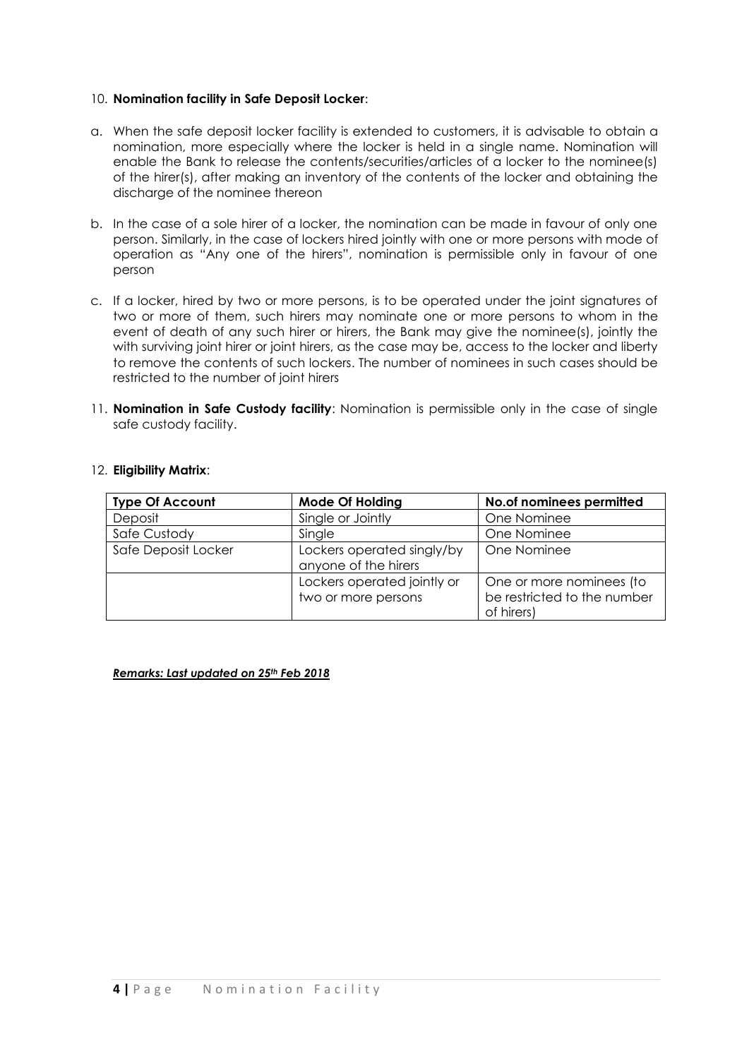10. **Nomination facility in Safe Deposit Locker**:

a. When the safe deposit locker facility is extended to customers, it is advisable to obtain a nomination, more especially where the locker is held in a single name. Nomination will enable the Bank to release the contents/securities/articles of a locker to the nominee(s) of the hirer(s), after making an inventory of the contents of the locker and obtaining the discharge of the nominee thereon

b. In the case of a sole hirer of a locker, the nomination can be made in favour of only one person. Similarly, in the case of lockers hired jointly with one or more persons with mode of operation as "Any one of the hirers", nomination is permissible only in favour of one person

c. If a locker, hired by two or more persons, is to be operated under the joint signatures of two or more of them, such hirers may nominate one or more persons to whom in the event of death of any such hirer or hirers, the Bank may give the nominee(s), jointly the with surviving joint hirer or joint hirers, as the case may be, access to the locker and liberty to remove the contents of such lockers. The number of nominees in such cases should be restricted to the number of joint hirers

11. **Nomination in Safe Custody facility**: Nomination is permissible only in the case of single safe custody facility.

12. **Eligibility Matrix**:

| **Type Of Account** | **Mode Of Holding** | **No.of nominees permitted** |
|---|---|---|
| Deposit | Single or Jointly | One Nominee |
| Safe Custody | Single | One Nominee |
| Safe Deposit Locker | Lockers operated singly/by anyone of the hirers | One Nominee |
| | Lockers operated jointly or two or more persons | One or more nominees (to be restricted to the number of hirers) |

***Remarks: Last updated on 25th Feb 2018***